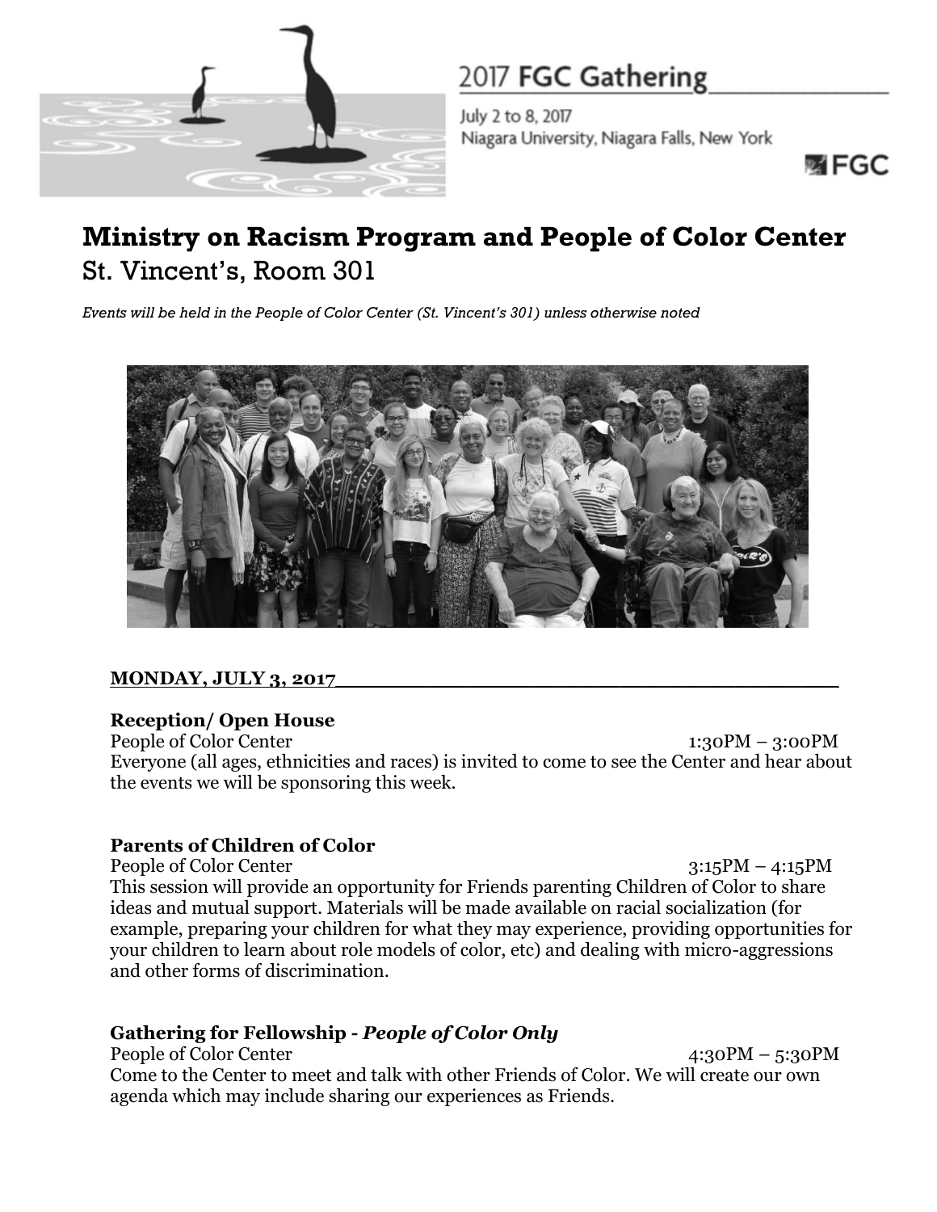2017 **FGC Gathering**

July 2 to 8, 2017
Niagara University, Niagara Falls, New York

FGC

# Ministry on Racism Program and People of Color Center

## St. Vincent's, Room 301

*Events will be held in the People of Color Center (St. Vincent's 301) unless otherwise noted*

## MONDAY, JULY 3, 2017

### Reception/ Open House

People of Color Center 1:30PM – 3:00PM

Everyone (all ages, ethnicities and races) is invited to come to see the Center and hear about the events we will be sponsoring this week.

### Parents of Children of Color

People of Color Center 3:15PM – 4:15PM

This session will provide an opportunity for Friends parenting Children of Color to share ideas and mutual support. Materials will be made available on racial socialization (for example, preparing your children for what they may experience, providing opportunities for your children to learn about role models of color, etc) and dealing with micro-aggressions and other forms of discrimination.

### Gathering for Fellowship - *People of Color Only*

People of Color Center 4:30PM – 5:30PM

Come to the Center to meet and talk with other Friends of Color. We will create our own agenda which may include sharing our experiences as Friends.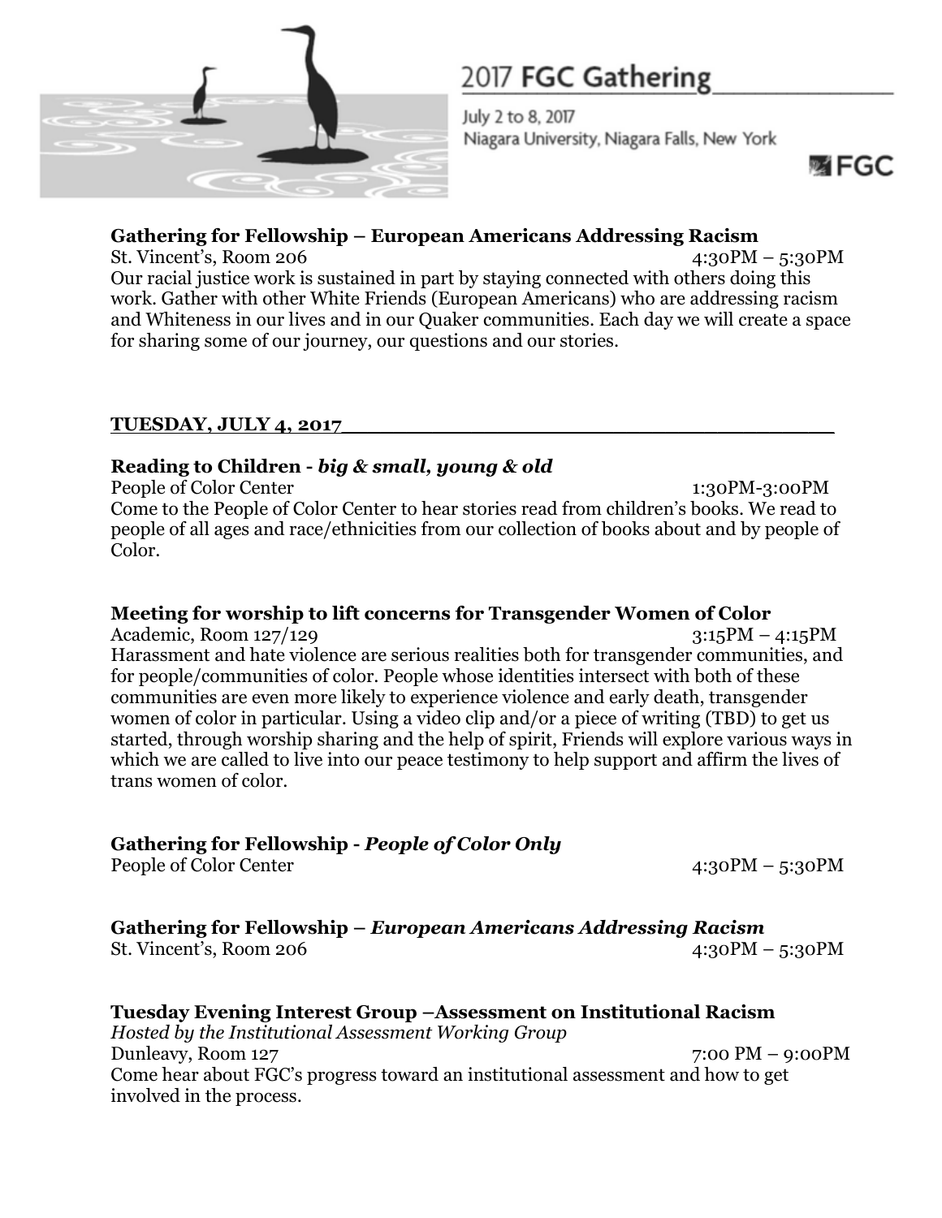### Gathering for Fellowship – European Americans Addressing Racism

St. Vincent's, Room 206 — 4:30PM – 5:30PM

Our racial justice work is sustained in part by staying connected with others doing this work. Gather with other White Friends (European Americans) who are addressing racism and Whiteness in our lives and in our Quaker communities. Each day we will create a space for sharing some of our journey, our questions and our stories.

## TUESDAY, JULY 4, 2017

### Reading to Children - *big & small, young & old*

People of Color Center — 1:30PM-3:00PM

Come to the People of Color Center to hear stories read from children's books. We read to people of all ages and race/ethnicities from our collection of books about and by people of Color.

### Meeting for worship to lift concerns for Transgender Women of Color

Academic, Room 127/129 — 3:15PM – 4:15PM

Harassment and hate violence are serious realities both for transgender communities, and for people/communities of color. People whose identities intersect with both of these communities are even more likely to experience violence and early death, transgender women of color in particular. Using a video clip and/or a piece of writing (TBD) to get us started, through worship sharing and the help of spirit, Friends will explore various ways in which we are called to live into our peace testimony to help support and affirm the lives of trans women of color.

### Gathering for Fellowship - *People of Color Only*

People of Color Center — 4:30PM – 5:30PM

### Gathering for Fellowship – *European Americans Addressing Racism*

St. Vincent's, Room 206 — 4:30PM – 5:30PM

### Tuesday Evening Interest Group –Assessment on Institutional Racism

*Hosted by the Institutional Assessment Working Group*

Dunleavy, Room 127 — 7:00 PM – 9:00PM

Come hear about FGC's progress toward an institutional assessment and how to get involved in the process.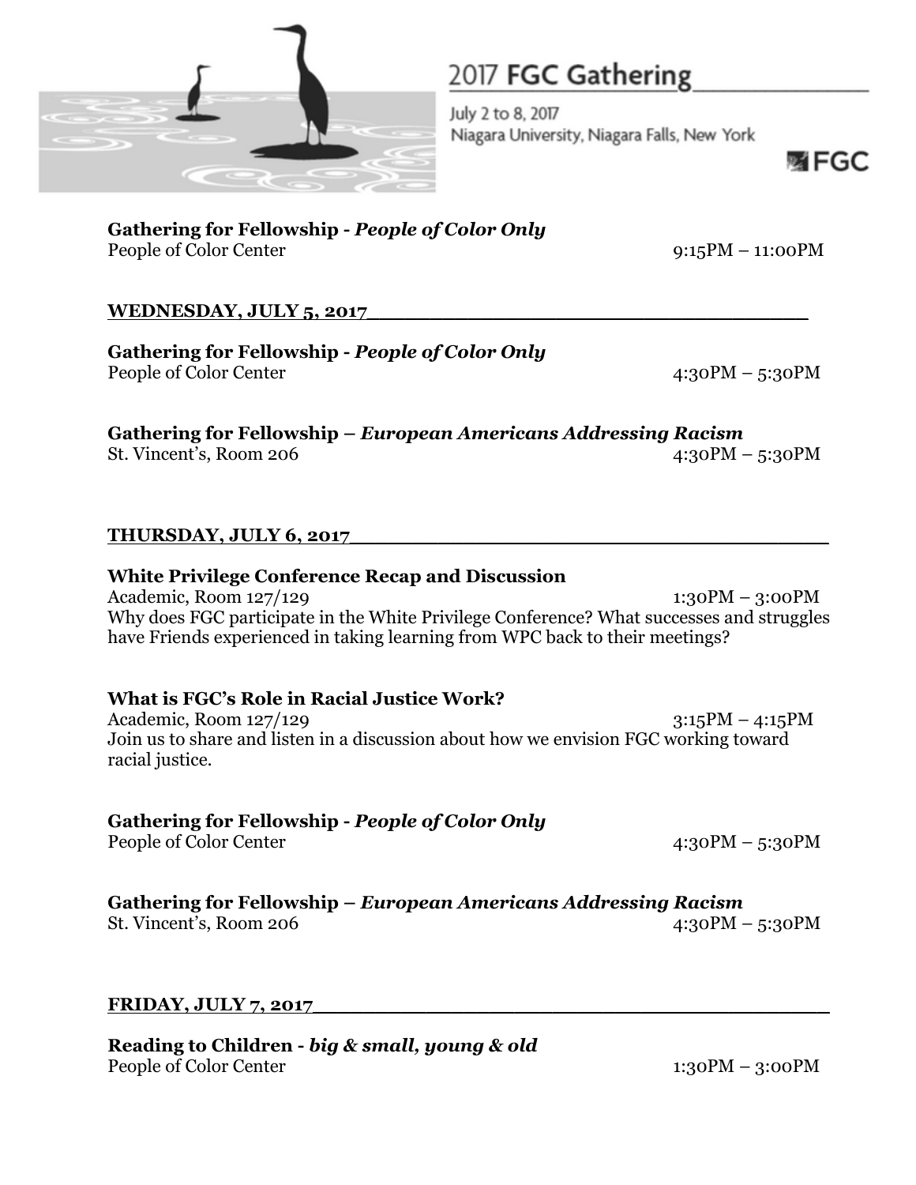**Gathering for Fellowship - *People of Color Only***
People of Color Center 9:15PM – 11:00PM

## WEDNESDAY, JULY 5, 2017

**Gathering for Fellowship - *People of Color Only***
People of Color Center 4:30PM – 5:30PM

**Gathering for Fellowship – *European Americans Addressing Racism***
St. Vincent's, Room 206 4:30PM – 5:30PM

## THURSDAY, JULY 6, 2017

**White Privilege Conference Recap and Discussion**
Academic, Room 127/129 1:30PM – 3:00PM
Why does FGC participate in the White Privilege Conference? What successes and struggles have Friends experienced in taking learning from WPC back to their meetings?

**What is FGC's Role in Racial Justice Work?**
Academic, Room 127/129 3:15PM – 4:15PM
Join us to share and listen in a discussion about how we envision FGC working toward racial justice.

**Gathering for Fellowship - *People of Color Only***
People of Color Center 4:30PM – 5:30PM

**Gathering for Fellowship – *European Americans Addressing Racism***
St. Vincent's, Room 206 4:30PM – 5:30PM

## FRIDAY, JULY 7, 2017

**Reading to Children - *big & small, young & old***
People of Color Center 1:30PM – 3:00PM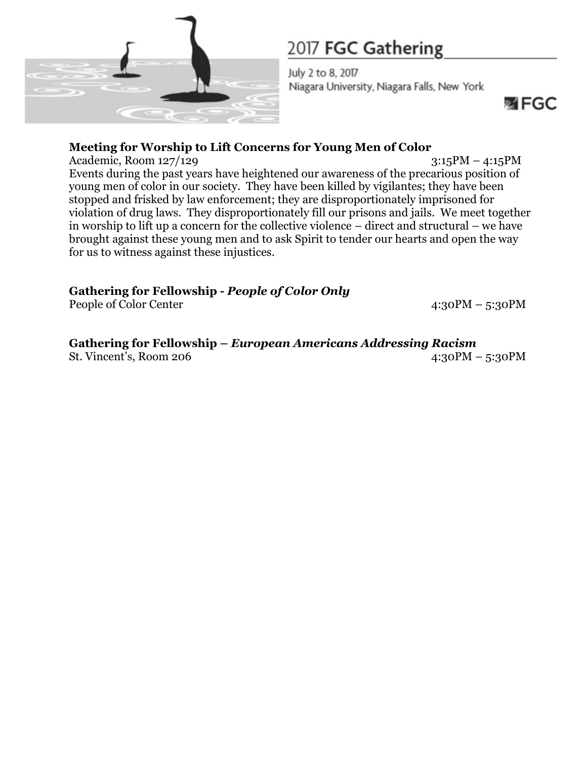**Meeting for Worship to Lift Concerns for Young Men of Color**
Academic, Room 127/129 3:15PM – 4:15PM
Events during the past years have heightened our awareness of the precarious position of young men of color in our society. They have been killed by vigilantes; they have been stopped and frisked by law enforcement; they are disproportionately imprisoned for violation of drug laws. They disproportionately fill our prisons and jails. We meet together in worship to lift up a concern for the collective violence – direct and structural – we have brought against these young men and to ask Spirit to tender our hearts and open the way for us to witness against these injustices.

**Gathering for Fellowship - *People of Color Only***
People of Color Center 4:30PM – 5:30PM

**Gathering for Fellowship – *European Americans Addressing Racism***
St. Vincent's, Room 206 4:30PM – 5:30PM